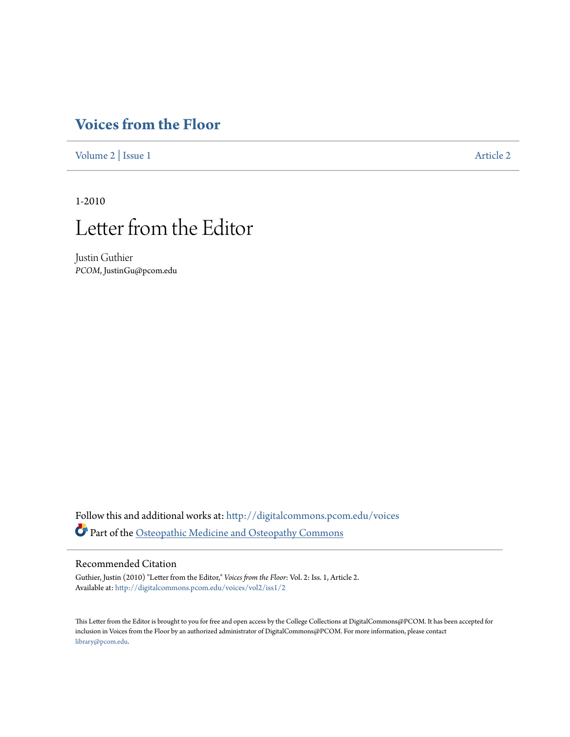# Voices from the Floor

Volume 2 | Issue 1 Article 2

1-2010

# Letter from the Editor

Justin Guthier
*PCOM*, JustinGu@pcom.edu

Follow this and additional works at: http://digitalcommons.pcom.edu/voices

Part of the Osteopathic Medicine and Osteopathy Commons

## Recommended Citation

Guthier, Justin (2010) "Letter from the Editor," *Voices from the Floor*: Vol. 2: Iss. 1, Article 2.
Available at: http://digitalcommons.pcom.edu/voices/vol2/iss1/2

This Letter from the Editor is brought to you for free and open access by the College Collections at DigitalCommons@PCOM. It has been accepted for inclusion in Voices from the Floor by an authorized administrator of DigitalCommons@PCOM. For more information, please contact library@pcom.edu.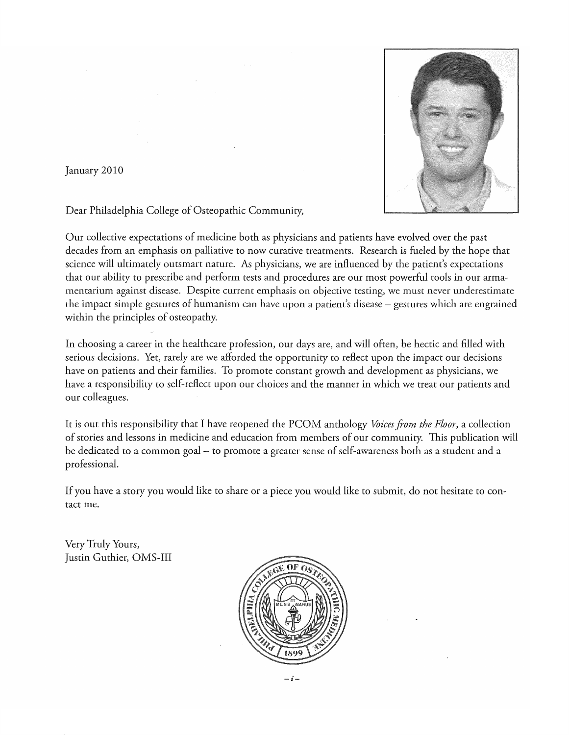January 2010

Dear Philadelphia College of Osteopathic Community,

Our collective expectations of medicine both as physicians and patients have evolved over the past decades from an emphasis on palliative to now curative treatments. Research is fueled by the hope that science will ultimately outsmart nature. As physicians, we are influenced by the patient's expectations that our ability to prescribe and perform tests and procedures are our most powerful tools in our armamentarium against disease. Despite current emphasis on objective testing, we must never underestimate the impact simple gestures of humanism can have upon a patient's disease – gestures which are engrained within the principles of osteopathy.

In choosing a career in the healthcare profession, our days are, and will often, be hectic and filled with serious decisions. Yet, rarely are we afforded the opportunity to reflect upon the impact our decisions have on patients and their families. To promote constant growth and development as physicians, we have a responsibility to self-reflect upon our choices and the manner in which we treat our patients and our colleagues.

It is out this responsibility that I have reopened the PCOM anthology *Voices from the Floor*, a collection of stories and lessons in medicine and education from members of our community. This publication will be dedicated to a common goal – to promote a greater sense of self-awareness both as a student and a professional.

If you have a story you would like to share or a piece you would like to submit, do not hesitate to contact me.

Very Truly Yours,
Justin Guthier, OMS-III